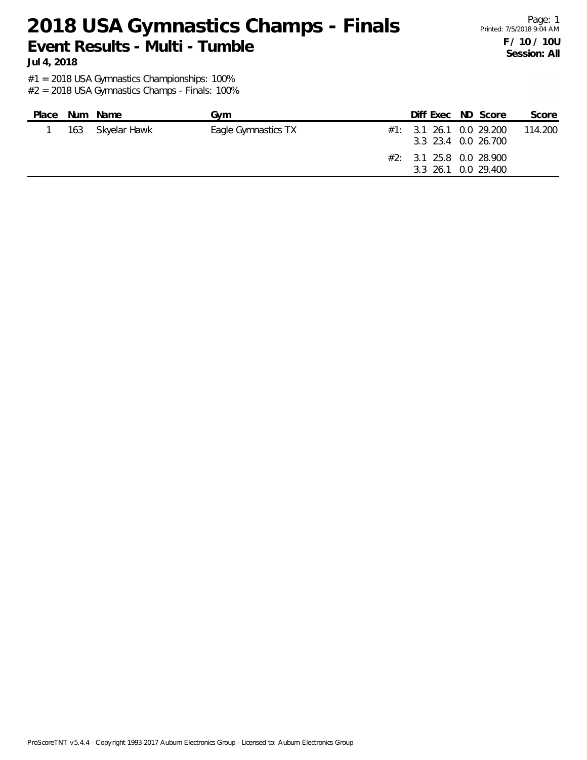# 2018 USA Gymnastics Champs - Finals

## Event Results - Multi - Tumble

**Jul 4, 2018**

Page: 1
Printed: 7/5/2018 9:04 AM

**F / 10 / 10U**
**Session: All**

#1 = 2018 USA Gymnastics Championships: 100%
#2 = 2018 USA Gymnastics Champs - Finals: 100%

| Place | Num | Name | Gym | | Diff | Exec | ND | Score | Score |
|---|---|---|---|---|---|---|---|---|---|
| 1 | 163 | Skyelar Hawk | Eagle Gymnastics TX | #1: | 3.1 | 26.1 | 0.0 | 29.200 | 114.200 |
| | | | | | 3.3 | 23.4 | 0.0 | 26.700 | |
| | | | | #2: | 3.1 | 25.8 | 0.0 | 28.900 | |
| | | | | | 3.3 | 26.1 | 0.0 | 29.400 | |

ProScoreTNT v5.4.4 - Copyright 1993-2017 Auburn Electronics Group - Licensed to: Auburn Electronics Group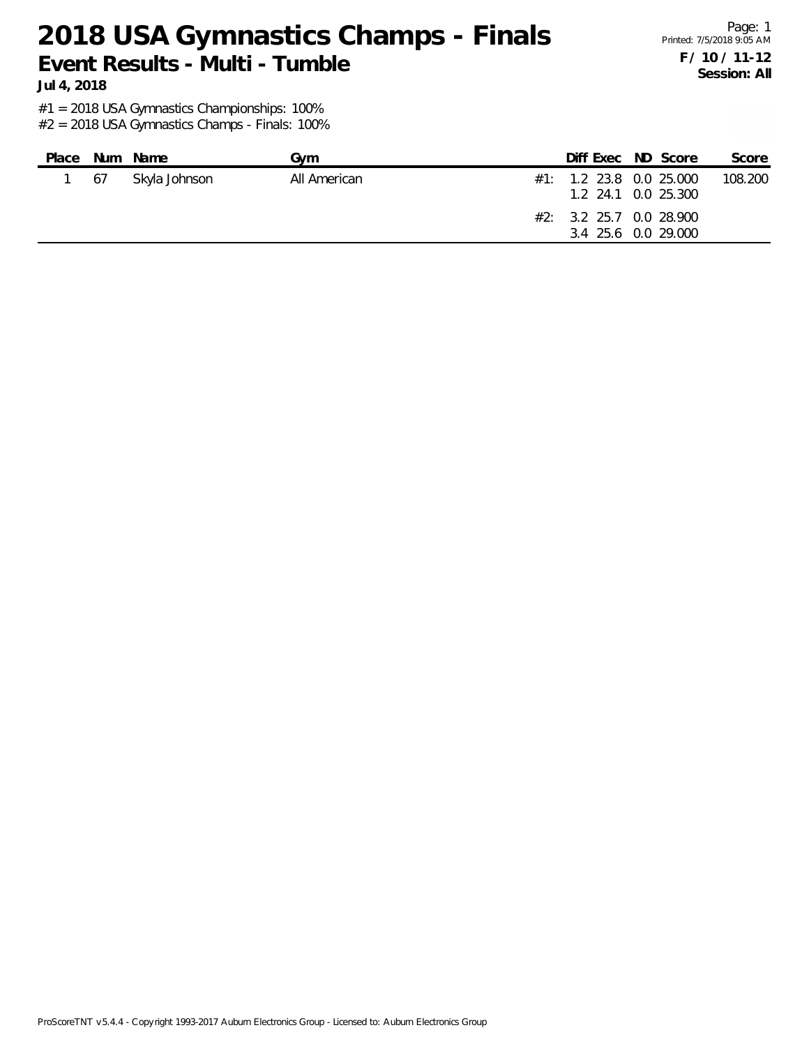# 2018 USA Gymnastics Champs - Finals

## Event Results - Multi - Tumble

**Jul 4, 2018**

Printed: 7/5/2018 9:05 AM

**F / 10 / 11-12**
**Session: All**

#1 = 2018 USA Gymnastics Championships: 100%
#2 = 2018 USA Gymnastics Champs - Finals: 100%

| Place | Num | Name | Gym | | Diff | Exec | ND | Score | Score |
|---|---|---|---|---|---|---|---|---|---|
| 1 | 67 | Skyla Johnson | All American | #1: | 1.2 | 23.8 | 0.0 | 25.000 | 108.200 |
| | | | | | 1.2 | 24.1 | 0.0 | 25.300 | |
| | | | | #2: | 3.2 | 25.7 | 0.0 | 28.900 | |
| | | | | | 3.4 | 25.6 | 0.0 | 29.000 | |

ProScoreTNT v5.4.4 - Copyright 1993-2017 Auburn Electronics Group - Licensed to: Auburn Electronics Group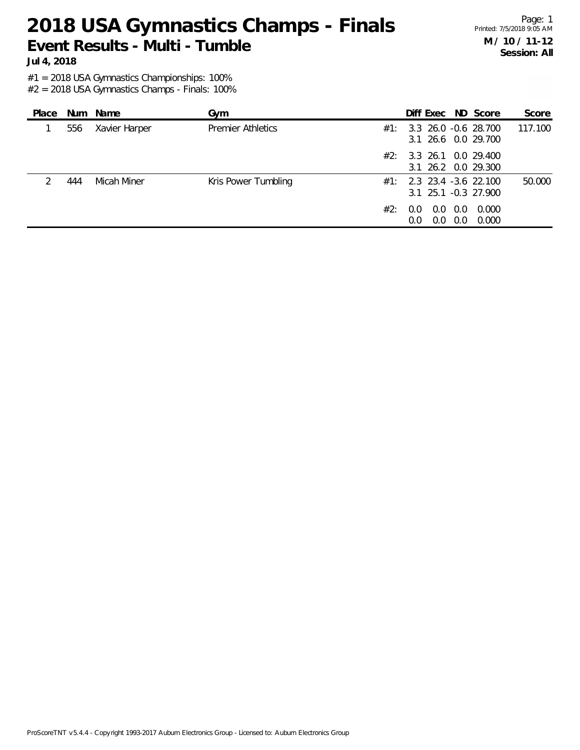# 2018 USA Gymnastics Champs - Finals

## Event Results - Multi - Tumble

**Jul 4, 2018**

**M / 10 / 11-12**
**Session: All**

Printed: 7/5/2018 9:05 AM

#1 = 2018 USA Gymnastics Championships: 100%
#2 = 2018 USA Gymnastics Champs - Finals: 100%

| Place | Num | Name | Gym | | Diff | Exec | ND | Score | Score |
|---|---|---|---|---|---|---|---|---|---|
| 1 | 556 | Xavier Harper | Premier Athletics | #1: | 3.3 | 26.0 | -0.6 | 28.700 | 117.100 |
| | | | | | 3.1 | 26.6 | 0.0 | 29.700 | |
| | | | | #2: | 3.3 | 26.1 | 0.0 | 29.400 | |
| | | | | | 3.1 | 26.2 | 0.0 | 29.300 | |
| 2 | 444 | Micah Miner | Kris Power Tumbling | #1: | 2.3 | 23.4 | -3.6 | 22.100 | 50.000 |
| | | | | | 3.1 | 25.1 | -0.3 | 27.900 | |
| | | | | #2: | 0.0 | 0.0 | 0.0 | 0.000 | |
| | | | | | 0.0 | 0.0 | 0.0 | 0.000 | |

ProScoreTNT v5.4.4 - Copyright 1993-2017 Auburn Electronics Group - Licensed to: Auburn Electronics Group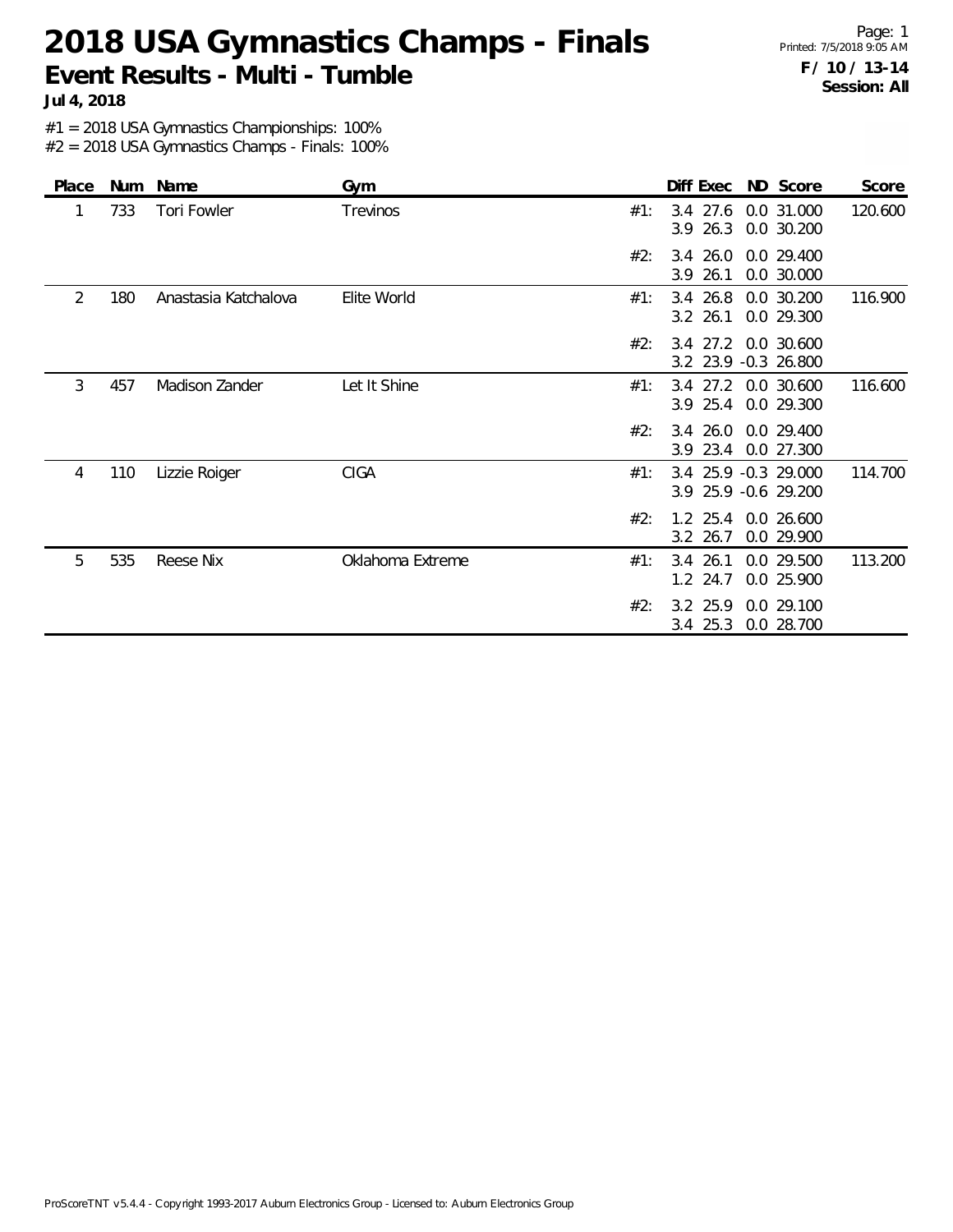# 2018 USA Gymnastics Champs - Finals

## Event Results - Multi - Tumble

**Jul 4, 2018**

**F / 10 / 13-14**
**Session: All**

#1 = 2018 USA Gymnastics Championships: 100%
#2 = 2018 USA Gymnastics Champs - Finals: 100%

| Place | Num | Name | Gym | | Diff | Exec | ND | Score | Score |
|---|---|---|---|---|---|---|---|---|---|
| 1 | 733 | Tori Fowler | Trevinos | #1: | 3.4 | 27.6 | 0.0 | 31.000 | 120.600 |
| | | | | | 3.9 | 26.3 | 0.0 | 30.200 | |
| | | | | #2: | 3.4 | 26.0 | 0.0 | 29.400 | |
| | | | | | 3.9 | 26.1 | 0.0 | 30.000 | |
| 2 | 180 | Anastasia Katchalova | Elite World | #1: | 3.4 | 26.8 | 0.0 | 30.200 | 116.900 |
| | | | | | 3.2 | 26.1 | 0.0 | 29.300 | |
| | | | | #2: | 3.4 | 27.2 | 0.0 | 30.600 | |
| | | | | | 3.2 | 23.9 | -0.3 | 26.800 | |
| 3 | 457 | Madison Zander | Let It Shine | #1: | 3.4 | 27.2 | 0.0 | 30.600 | 116.600 |
| | | | | | 3.9 | 25.4 | 0.0 | 29.300 | |
| | | | | #2: | 3.4 | 26.0 | 0.0 | 29.400 | |
| | | | | | 3.9 | 23.4 | 0.0 | 27.300 | |
| 4 | 110 | Lizzie Roiger | CIGA | #1: | 3.4 | 25.9 | -0.3 | 29.000 | 114.700 |
| | | | | | 3.9 | 25.9 | -0.6 | 29.200 | |
| | | | | #2: | 1.2 | 25.4 | 0.0 | 26.600 | |
| | | | | | 3.2 | 26.7 | 0.0 | 29.900 | |
| 5 | 535 | Reese Nix | Oklahoma Extreme | #1: | 3.4 | 26.1 | 0.0 | 29.500 | 113.200 |
| | | | | | 1.2 | 24.7 | 0.0 | 25.900 | |
| | | | | #2: | 3.2 | 25.9 | 0.0 | 29.100 | |
| | | | | | 3.4 | 25.3 | 0.0 | 28.700 | |

ProScoreTNT v5.4.4 - Copyright 1993-2017 Auburn Electronics Group - Licensed to: Auburn Electronics Group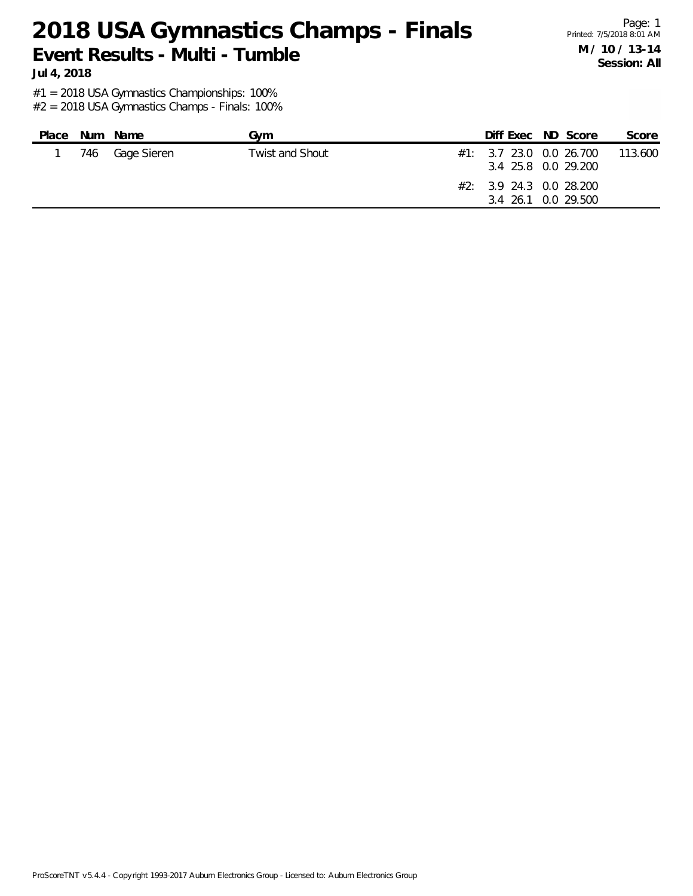# 2018 USA Gymnastics Champs - Finals

## Event Results - Multi - Tumble

**Jul 4, 2018**

**M / 10 / 13-14**
**Session: All**

#1 = 2018 USA Gymnastics Championships: 100%
#2 = 2018 USA Gymnastics Champs - Finals: 100%

| Place | Num | Name | Gym | | Diff | Exec | ND | Score | Score |
|---|---|---|---|---|---|---|---|---|---|
| 1 | 746 | Gage Sieren | Twist and Shout | #1: | 3.7 | 23.0 | 0.0 | 26.700 | 113.600 |
| | | | | | 3.4 | 25.8 | 0.0 | 29.200 | |
| | | | | #2: | 3.9 | 24.3 | 0.0 | 28.200 | |
| | | | | | 3.4 | 26.1 | 0.0 | 29.500 | |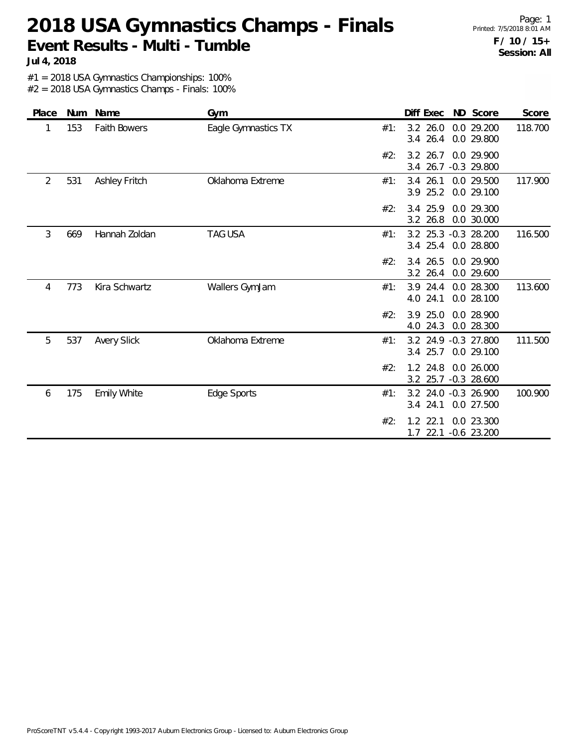# 2018 USA Gymnastics Champs - Finals

## Event Results - Multi - Tumble

**Jul 4, 2018**

Printed: 7/5/2018 8:01 AM

**F / 10 / 15+**
**Session: All**

#1 = 2018 USA Gymnastics Championships: 100%
#2 = 2018 USA Gymnastics Champs - Finals: 100%

| Place | Num | Name | Gym | | Diff | Exec | ND | Score | Score |
|---|---|---|---|---|---|---|---|---|---|
| 1 | 153 | Faith Bowers | Eagle Gymnastics TX | #1: | 3.2 | 26.0 | 0.0 | 29.200 | 118.700 |
| | | | | | 3.4 | 26.4 | 0.0 | 29.800 | |
| | | | | #2: | 3.2 | 26.7 | 0.0 | 29.900 | |
| | | | | | 3.4 | 26.7 | -0.3 | 29.800 | |
| 2 | 531 | Ashley Fritch | Oklahoma Extreme | #1: | 3.4 | 26.1 | 0.0 | 29.500 | 117.900 |
| | | | | | 3.9 | 25.2 | 0.0 | 29.100 | |
| | | | | #2: | 3.4 | 25.9 | 0.0 | 29.300 | |
| | | | | | 3.2 | 26.8 | 0.0 | 30.000 | |
| 3 | 669 | Hannah Zoldan | TAG USA | #1: | 3.2 | 25.3 | -0.3 | 28.200 | 116.500 |
| | | | | | 3.4 | 25.4 | 0.0 | 28.800 | |
| | | | | #2: | 3.4 | 26.5 | 0.0 | 29.900 | |
| | | | | | 3.2 | 26.4 | 0.0 | 29.600 | |
| 4 | 773 | Kira Schwartz | Wallers GymJam | #1: | 3.9 | 24.4 | 0.0 | 28.300 | 113.600 |
| | | | | | 4.0 | 24.1 | 0.0 | 28.100 | |
| | | | | #2: | 3.9 | 25.0 | 0.0 | 28.900 | |
| | | | | | 4.0 | 24.3 | 0.0 | 28.300 | |
| 5 | 537 | Avery Slick | Oklahoma Extreme | #1: | 3.2 | 24.9 | -0.3 | 27.800 | 111.500 |
| | | | | | 3.4 | 25.7 | 0.0 | 29.100 | |
| | | | | #2: | 1.2 | 24.8 | 0.0 | 26.000 | |
| | | | | | 3.2 | 25.7 | -0.3 | 28.600 | |
| 6 | 175 | Emily White | Edge Sports | #1: | 3.2 | 24.0 | -0.3 | 26.900 | 100.900 |
| | | | | | 3.4 | 24.1 | 0.0 | 27.500 | |
| | | | | #2: | 1.2 | 22.1 | 0.0 | 23.300 | |
| | | | | | 1.7 | 22.1 | -0.6 | 23.200 | |

ProScoreTNT v5.4.4 - Copyright 1993-2017 Auburn Electronics Group - Licensed to: Auburn Electronics Group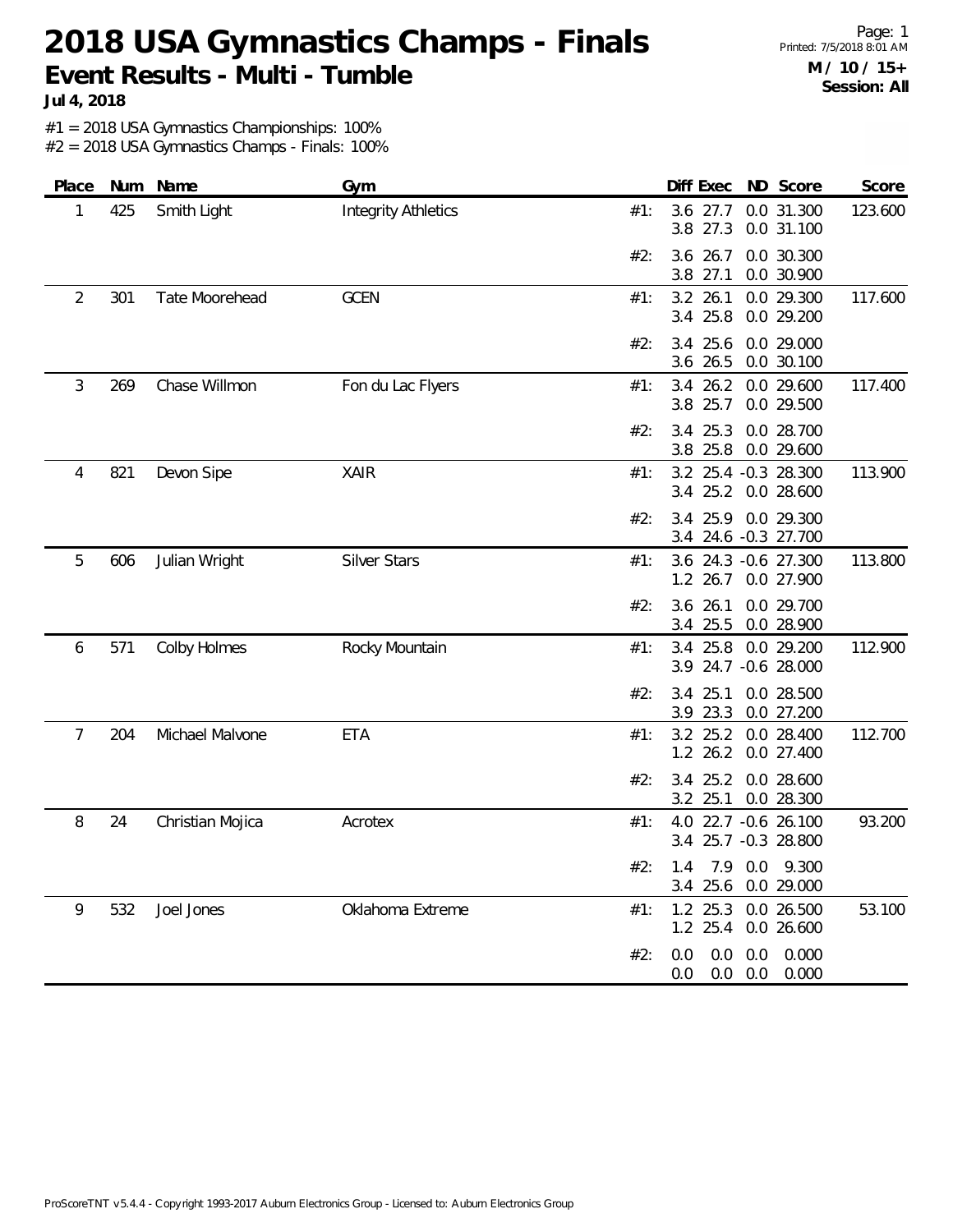# 2018 USA Gymnastics Champs - Finals

## Event Results - Multi - Tumble

**Jul 4, 2018**

Printed: 7/5/2018 8:01 AM

**M / 10 / 15+**
**Session: All**

#1 = 2018 USA Gymnastics Championships: 100%
#2 = 2018 USA Gymnastics Champs - Finals: 100%

| Place | Num | Name | Gym | | Diff | Exec | ND | Score | Score |
|---|---|---|---|---|---|---|---|---|---|
| 1 | 425 | Smith Light | Integrity Athletics | #1: | 3.6 | 27.7 | 0.0 | 31.300 | 123.600 |
| | | | | | 3.8 | 27.3 | 0.0 | 31.100 | |
| | | | | #2: | 3.6 | 26.7 | 0.0 | 30.300 | |
| | | | | | 3.8 | 27.1 | 0.0 | 30.900 | |
| 2 | 301 | Tate Moorehead | GCEN | #1: | 3.2 | 26.1 | 0.0 | 29.300 | 117.600 |
| | | | | | 3.4 | 25.8 | 0.0 | 29.200 | |
| | | | | #2: | 3.4 | 25.6 | 0.0 | 29.000 | |
| | | | | | 3.6 | 26.5 | 0.0 | 30.100 | |
| 3 | 269 | Chase Willmon | Fon du Lac Flyers | #1: | 3.4 | 26.2 | 0.0 | 29.600 | 117.400 |
| | | | | | 3.8 | 25.7 | 0.0 | 29.500 | |
| | | | | #2: | 3.4 | 25.3 | 0.0 | 28.700 | |
| | | | | | 3.8 | 25.8 | 0.0 | 29.600 | |
| 4 | 821 | Devon Sipe | XAIR | #1: | 3.2 | 25.4 | -0.3 | 28.300 | 113.900 |
| | | | | | 3.4 | 25.2 | 0.0 | 28.600 | |
| | | | | #2: | 3.4 | 25.9 | 0.0 | 29.300 | |
| | | | | | 3.4 | 24.6 | -0.3 | 27.700 | |
| 5 | 606 | Julian Wright | Silver Stars | #1: | 3.6 | 24.3 | -0.6 | 27.300 | 113.800 |
| | | | | | 1.2 | 26.7 | 0.0 | 27.900 | |
| | | | | #2: | 3.6 | 26.1 | 0.0 | 29.700 | |
| | | | | | 3.4 | 25.5 | 0.0 | 28.900 | |
| 6 | 571 | Colby Holmes | Rocky Mountain | #1: | 3.4 | 25.8 | 0.0 | 29.200 | 112.900 |
| | | | | | 3.9 | 24.7 | -0.6 | 28.000 | |
| | | | | #2: | 3.4 | 25.1 | 0.0 | 28.500 | |
| | | | | | 3.9 | 23.3 | 0.0 | 27.200 | |
| 7 | 204 | Michael Malvone | ETA | #1: | 3.2 | 25.2 | 0.0 | 28.400 | 112.700 |
| | | | | | 1.2 | 26.2 | 0.0 | 27.400 | |
| | | | | #2: | 3.4 | 25.2 | 0.0 | 28.600 | |
| | | | | | 3.2 | 25.1 | 0.0 | 28.300 | |
| 8 | 24 | Christian Mojica | Acrotex | #1: | 4.0 | 22.7 | -0.6 | 26.100 | 93.200 |
| | | | | | 3.4 | 25.7 | -0.3 | 28.800 | |
| | | | | #2: | 1.4 | 7.9 | 0.0 | 9.300 | |
| | | | | | 3.4 | 25.6 | 0.0 | 29.000 | |
| 9 | 532 | Joel Jones | Oklahoma Extreme | #1: | 1.2 | 25.3 | 0.0 | 26.500 | 53.100 |
| | | | | | 1.2 | 25.4 | 0.0 | 26.600 | |
| | | | | #2: | 0.0 | 0.0 | 0.0 | 0.000 | |
| | | | | | 0.0 | 0.0 | 0.0 | 0.000 | |

ProScoreTNT v5.4.4 - Copyright 1993-2017 Auburn Electronics Group - Licensed to: Auburn Electronics Group